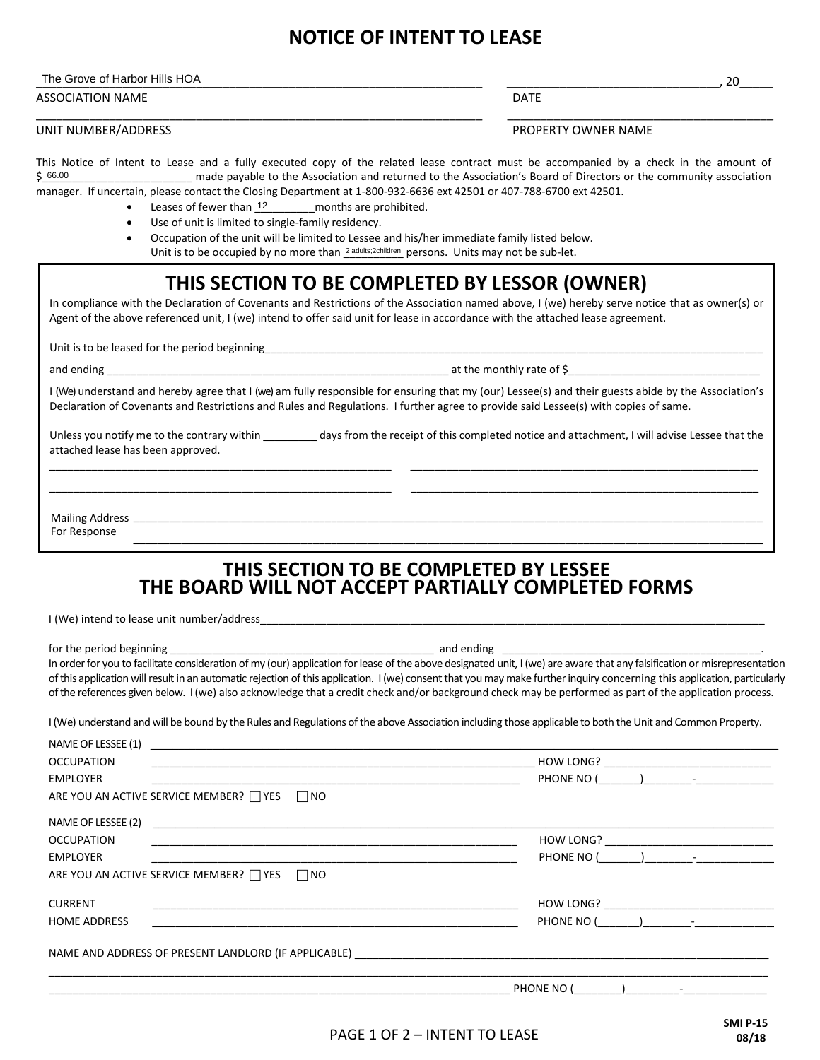# NOTICE OF INTENT TO LEASE

The Grove of Harbor Hills HOA _______________________________ , 20_____

ASSOCIATION NAME DATE

_______________________________ _______________________________

UNIT NUMBER/ADDRESS PROPERTY OWNER NAME

This Notice of Intent to Lease and a fully executed copy of the related lease contract must be accompanied by a check in the amount of $ 66.00 made payable to the Association and returned to the Association's Board of Directors or the community association manager. If uncertain, please contact the Closing Department at 1-800-932-6636 ext 42501 or 407-788-6700 ext 42501.

- Leases of fewer than 12 months are prohibited.
- Use of unit is limited to single-family residency.
- Occupation of the unit will be limited to Lessee and his/her immediate family listed below. Unit is to be occupied by no more than 2 adults;2children persons. Units may not be sub-let.

## THIS SECTION TO BE COMPLETED BY LESSOR (OWNER)

In compliance with the Declaration of Covenants and Restrictions of the Association named above, I (we) hereby serve notice that as owner(s) or Agent of the above referenced unit, I (we) intend to offer said unit for lease in accordance with the attached lease agreement.

Unit is to be leased for the period beginning_______________________________

and ending _______________________________ at the monthly rate of $_______________

I (We) understand and hereby agree that I (we) am fully responsible for ensuring that my (our) Lessee(s) and their guests abide by the Association's Declaration of Covenants and Restrictions and Rules and Regulations. I further agree to provide said Lessee(s) with copies of same.

Unless you notify me to the contrary within _________ days from the receipt of this completed notice and attachment, I will advise Lessee that the attached lease has been approved.

_______________________________ _______________________________

_______________________________ _______________________________

Mailing Address For Response _______________________________

_______________________________

## THIS SECTION TO BE COMPLETED BY LESSEE
## THE BOARD WILL NOT ACCEPT PARTIALLY COMPLETED FORMS

I (We) intend to lease unit number/address_______________________________

for the period beginning _______________________________ and ending _______________________________.

In order for you to facilitate consideration of my (our) application for lease of the above designated unit, I (we) are aware that any falsification or misrepresentation of this application will result in an automatic rejection of this application. I (we) consent that you may make further inquiry concerning this application, particularly of the references given below. I (we) also acknowledge that a credit check and/or background check may be performed as part of the application process.

I (We) understand and will be bound by the Rules and Regulations of the above Association including those applicable to both the Unit and Common Property.

NAME OF LESSEE (1) _______________________________

OCCUPATION _______________________________ HOW LONG? _______________

EMPLOYER _______________________________ PHONE NO (_______)________-____________

ARE YOU AN ACTIVE SERVICE MEMBER? ☐ YES ☐ NO

NAME OF LESSEE (2) _______________________________

OCCUPATION _______________________________ HOW LONG? _______________

EMPLOYER _______________________________ PHONE NO (_______)________-____________

ARE YOU AN ACTIVE SERVICE MEMBER? ☐ YES ☐ NO

CURRENT HOME ADDRESS _______________________________ HOW LONG? _______________

_______________________________ PHONE NO (_______)________-____________

NAME AND ADDRESS OF PRESENT LANDLORD (IF APPLICABLE) _______________________________

_______________________________

_______________________________ PHONE NO (________)_________-______________

SMI P-15
08/18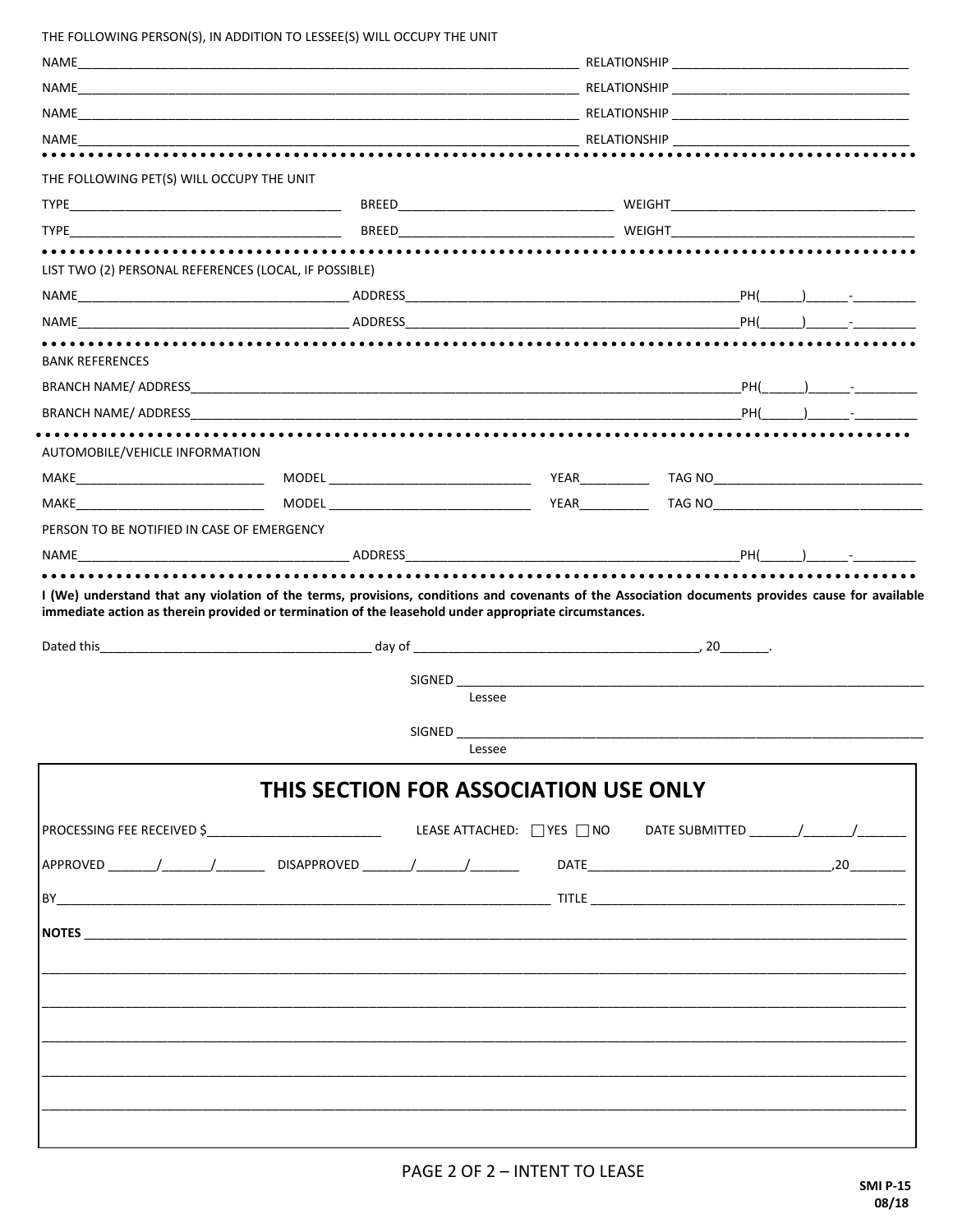THE FOLLOWING PERSON(S), IN ADDITION TO LESSEE(S) WILL OCCUPY THE UNIT

NAME_____________________________________________ RELATIONSHIP ______________________________

NAME_____________________________________________ RELATIONSHIP ______________________________

NAME_____________________________________________ RELATIONSHIP ______________________________

NAME_____________________________________________ RELATIONSHIP ______________________________

THE FOLLOWING PET(S) WILL OCCUPY THE UNIT

TYPE_______________________________ BREED_______________________ WEIGHT___________________________

TYPE_______________________________ BREED_______________________ WEIGHT___________________________

LIST TWO (2) PERSONAL REFERENCES (LOCAL, IF POSSIBLE)

NAME______________________________ ADDRESS______________________________________PH(______)______-_________

NAME______________________________ ADDRESS______________________________________PH(______)______-_________

BANK REFERENCES

BRANCH NAME/ ADDRESS__________________________________________________________PH(______)______-_________

BRANCH NAME/ ADDRESS__________________________________________________________PH(______)______-_________

AUTOMOBILE/VEHICLE INFORMATION

MAKE______________________ MODEL ________________________ YEAR__________ TAG NO__________________________

MAKE______________________ MODEL ________________________ YEAR__________ TAG NO__________________________

PERSON TO BE NOTIFIED IN CASE OF EMERGENCY

NAME______________________________ ADDRESS______________________________________PH(______)______-_________

**I (We) understand that any violation of the terms, provisions, conditions and covenants of the Association documents provides cause for available immediate action as therein provided or termination of the leasehold under appropriate circumstances.**

Dated this______________________________ day of ________________________________, 20_______.

SIGNED _______________________________________________________
Lessee

SIGNED _______________________________________________________
Lessee

## THIS SECTION FOR ASSOCIATION USE ONLY

PROCESSING FEE RECEIVED $______________________ LEASE ATTACHED: ☐ YES ☐ NO DATE SUBMITTED _______/_______/_______

APPROVED _______/_______/_______ DISAPPROVED _______/_______/_______ DATE______________________________,20________

BY______________________________________________________________ TITLE ______________________________________

**NOTES** ________________________________________________________________________________________________

____________________________________________________________________________________________________________

____________________________________________________________________________________________________________

____________________________________________________________________________________________________________

____________________________________________________________________________________________________________

____________________________________________________________________________________________________________

PAGE 2 OF 2 – INTENT TO LEASE

SMI P-15
08/18